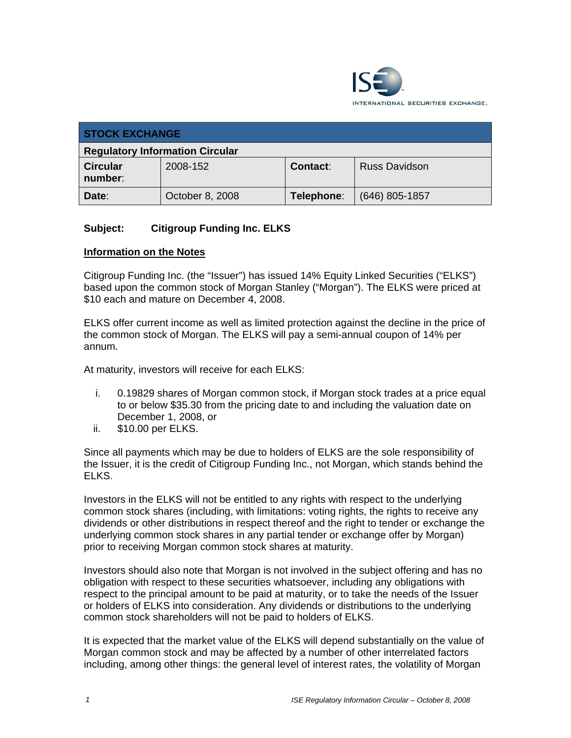| STOCK EXCHANGE | | | |
|---|---|---|---|
| **Regulatory Information Circular** | | | |
| **Circular number**: | 2008-152 | **Contact**: | Russ Davidson |
| **Date**: | October 8, 2008 | **Telephone**: | (646) 805-1857 |

**Subject: Citigroup Funding Inc. ELKS**

## Information on the Notes

Citigroup Funding Inc. (the "Issuer") has issued 14% Equity Linked Securities ("ELKS") based upon the common stock of Morgan Stanley ("Morgan"). The ELKS were priced at $10 each and mature on December 4, 2008.

ELKS offer current income as well as limited protection against the decline in the price of the common stock of Morgan. The ELKS will pay a semi-annual coupon of 14% per annum.

At maturity, investors will receive for each ELKS:

i. 0.19829 shares of Morgan common stock, if Morgan stock trades at a price equal to or below $35.30 from the pricing date to and including the valuation date on December 1, 2008, or
ii. $10.00 per ELKS.

Since all payments which may be due to holders of ELKS are the sole responsibility of the Issuer, it is the credit of Citigroup Funding Inc., not Morgan, which stands behind the ELKS.

Investors in the ELKS will not be entitled to any rights with respect to the underlying common stock shares (including, with limitations: voting rights, the rights to receive any dividends or other distributions in respect thereof and the right to tender or exchange the underlying common stock shares in any partial tender or exchange offer by Morgan) prior to receiving Morgan common stock shares at maturity.

Investors should also note that Morgan is not involved in the subject offering and has no obligation with respect to these securities whatsoever, including any obligations with respect to the principal amount to be paid at maturity, or to take the needs of the Issuer or holders of ELKS into consideration. Any dividends or distributions to the underlying common stock shareholders will not be paid to holders of ELKS.

It is expected that the market value of the ELKS will depend substantially on the value of Morgan common stock and may be affected by a number of other interrelated factors including, among other things: the general level of interest rates, the volatility of Morgan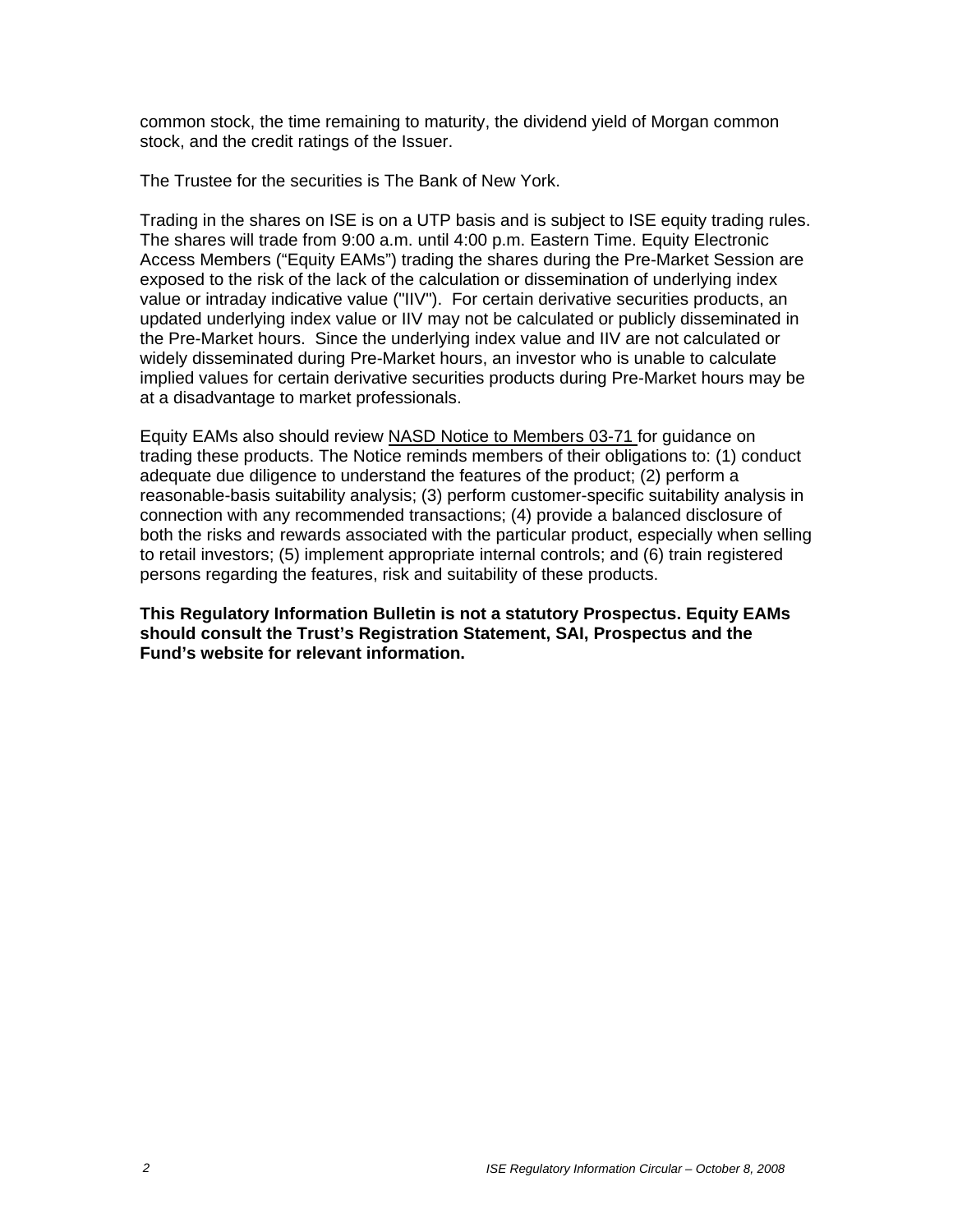common stock, the time remaining to maturity, the dividend yield of Morgan common stock, and the credit ratings of the Issuer.

The Trustee for the securities is The Bank of New York.

Trading in the shares on ISE is on a UTP basis and is subject to ISE equity trading rules. The shares will trade from 9:00 a.m. until 4:00 p.m. Eastern Time. Equity Electronic Access Members ("Equity EAMs") trading the shares during the Pre-Market Session are exposed to the risk of the lack of the calculation or dissemination of underlying index value or intraday indicative value ("IIV"). For certain derivative securities products, an updated underlying index value or IIV may not be calculated or publicly disseminated in the Pre-Market hours. Since the underlying index value and IIV are not calculated or widely disseminated during Pre-Market hours, an investor who is unable to calculate implied values for certain derivative securities products during Pre-Market hours may be at a disadvantage to market professionals.

Equity EAMs also should review NASD Notice to Members 03-71 for guidance on trading these products. The Notice reminds members of their obligations to: (1) conduct adequate due diligence to understand the features of the product; (2) perform a reasonable-basis suitability analysis; (3) perform customer-specific suitability analysis in connection with any recommended transactions; (4) provide a balanced disclosure of both the risks and rewards associated with the particular product, especially when selling to retail investors; (5) implement appropriate internal controls; and (6) train registered persons regarding the features, risk and suitability of these products.

**This Regulatory Information Bulletin is not a statutory Prospectus. Equity EAMs should consult the Trust's Registration Statement, SAI, Prospectus and the Fund's website for relevant information.**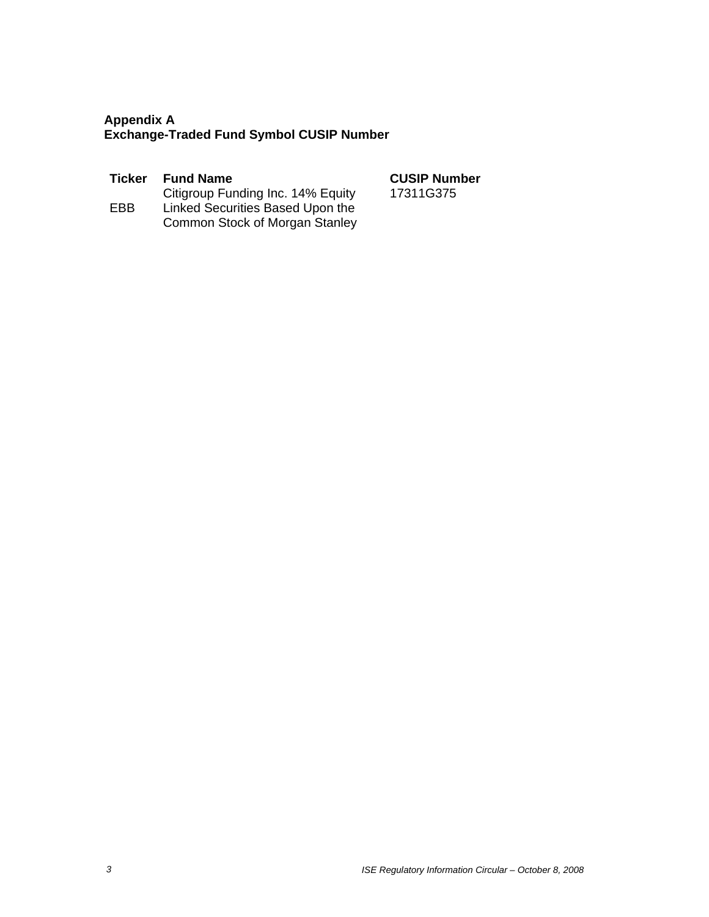**Appendix A**
**Exchange-Traded Fund Symbol CUSIP Number**

| Ticker | Fund Name | CUSIP Number |
| --- | --- | --- |
| EBB | Citigroup Funding Inc. 14% Equity Linked Securities Based Upon the Common Stock of Morgan Stanley | 17311G375 |